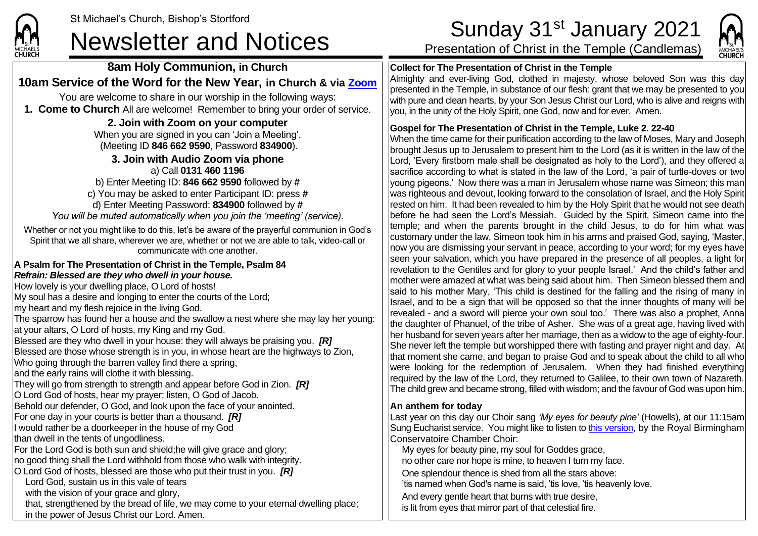St Michael's Church, Bishop's Stortford

# Newsletter and Notices

# Sunday 31st January 2021

Presentation of Christ in the Temple (Candlemas)

## 8am Holy Communion, in Church

## 10am Service of the Word for the New Year, in Church & via Zoom

You are welcome to share in our worship in the following ways:

**1. Come to Church** All are welcome! Remember to bring your order of service.

**2. Join with Zoom on your computer**

When you are signed in you can 'Join a Meeting'.
(Meeting ID **846 662 9590**, Password **834900**).

**3. Join with Audio Zoom via phone**

a) Call **0131 460 1196**

b) Enter Meeting ID: **846 662 9590** followed by **#**

c) You may be asked to enter Participant ID: press **#**

d) Enter Meeting Password: **834900** followed by **#**

*You will be muted automatically when you join the 'meeting' (service).*

Whether or not you might like to do this, let's be aware of the prayerful communion in God's Spirit that we all share, wherever we are, whether or not we are able to talk, video-call or communicate with one another.

**A Psalm for The Presentation of Christ in the Temple, Psalm 84**
***Refrain: Blessed are they who dwell in your house.***

How lovely is your dwelling place, O Lord of hosts!
My soul has a desire and longing to enter the courts of the Lord;
my heart and my flesh rejoice in the living God.
The sparrow has found her a house and the swallow a nest where she may lay her young:
at your altars, O Lord of hosts, my King and my God.
Blessed are they who dwell in your house: they will always be praising you. ***[R]***
Blessed are those whose strength is in you, in whose heart are the highways to Zion,
Who going through the barren valley find there a spring,
and the early rains will clothe it with blessing.
They will go from strength to strength and appear before God in Zion. ***[R]***
O Lord God of hosts, hear my prayer; listen, O God of Jacob.
Behold our defender, O God, and look upon the face of your anointed.
For one day in your courts is better than a thousand. ***[R]***
I would rather be a doorkeeper in the house of my God
than dwell in the tents of ungodliness.
For the Lord God is both sun and shield;he will give grace and glory;
no good thing shall the Lord withhold from those who walk with integrity.
O Lord God of hosts, blessed are those who put their trust in you. ***[R]***

Lord God, sustain us in this vale of tears
with the vision of your grace and glory,
that, strengthened by the bread of life, we may come to your eternal dwelling place;
in the power of Jesus Christ our Lord. Amen.

**Collect for The Presentation of Christ in the Temple**

Almighty and ever-living God, clothed in majesty, whose beloved Son was this day presented in the Temple, in substance of our flesh: grant that we may be presented to you with pure and clean hearts, by your Son Jesus Christ our Lord, who is alive and reigns with you, in the unity of the Holy Spirit, one God, now and for ever. Amen.

**Gospel for The Presentation of Christ in the Temple, Luke 2. 22-40**

When the time came for their purification according to the law of Moses, Mary and Joseph brought Jesus up to Jerusalem to present him to the Lord (as it is written in the law of the Lord, 'Every firstborn male shall be designated as holy to the Lord'), and they offered a sacrifice according to what is stated in the law of the Lord, 'a pair of turtle-doves or two young pigeons.' Now there was a man in Jerusalem whose name was Simeon; this man was righteous and devout, looking forward to the consolation of Israel, and the Holy Spirit rested on him. It had been revealed to him by the Holy Spirit that he would not see death before he had seen the Lord's Messiah. Guided by the Spirit, Simeon came into the temple; and when the parents brought in the child Jesus, to do for him what was customary under the law, Simeon took him in his arms and praised God, saying, 'Master, now you are dismissing your servant in peace, according to your word; for my eyes have seen your salvation, which you have prepared in the presence of all peoples, a light for revelation to the Gentiles and for glory to your people Israel.' And the child's father and mother were amazed at what was being said about him. Then Simeon blessed them and said to his mother Mary, 'This child is destined for the falling and the rising of many in Israel, and to be a sign that will be opposed so that the inner thoughts of many will be revealed - and a sword will pierce your own soul too.' There was also a prophet, Anna the daughter of Phanuel, of the tribe of Asher. She was of a great age, having lived with her husband for seven years after her marriage, then as a widow to the age of eighty-four. She never left the temple but worshipped there with fasting and prayer night and day. At that moment she came, and began to praise God and to speak about the child to all who were looking for the redemption of Jerusalem. When they had finished everything required by the law of the Lord, they returned to Galilee, to their own town of Nazareth. The child grew and became strong, filled with wisdom; and the favour of God was upon him.

**An anthem for today**

Last year on this day our Choir sang *'My eyes for beauty pine'* (Howells), at our 11:15am Sung Eucharist service. You might like to listen to this version, by the Royal Birmingham Conservatoire Chamber Choir:

My eyes for beauty pine, my soul for Goddes grace,
no other care nor hope is mine, to heaven I turn my face.

One splendour thence is shed from all the stars above:
'tis named when God's name is said, 'tis love, 'tis heavenly love.

And every gentle heart that burns with true desire,
is lit from eyes that mirror part of that celestial fire.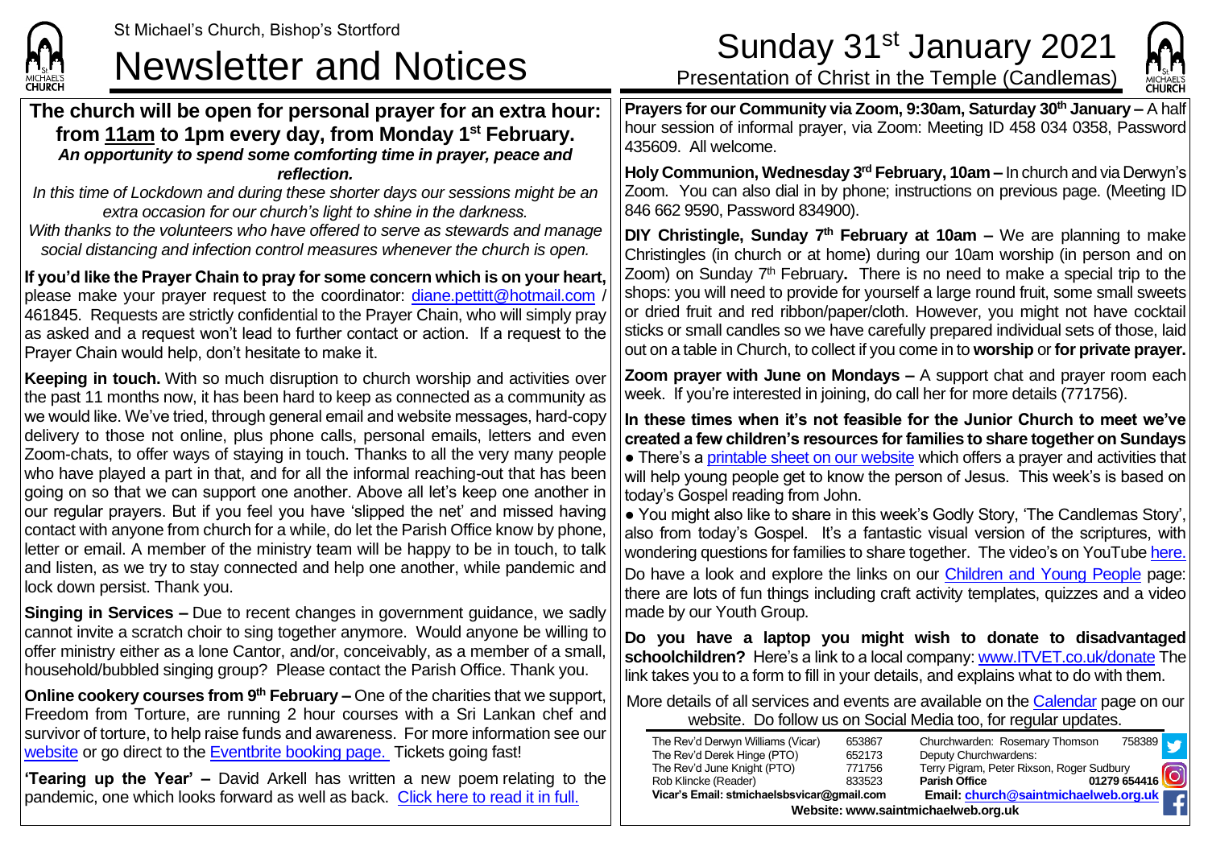St Michael's Church, Bishop's Stortford

# Newsletter and Notices

# Sunday 31st January 2021

Presentation of Christ in the Temple (Candlemas)

## The church will be open for personal prayer for an extra hour: from 11am to 1pm every day, from Monday 1st February.

***An opportunity to spend some comforting time in prayer, peace and reflection.***

*In this time of Lockdown and during these shorter days our sessions might be an extra occasion for our church's light to shine in the darkness.*

*With thanks to the volunteers who have offered to serve as stewards and manage social distancing and infection control measures whenever the church is open.*

**If you'd like the Prayer Chain to pray for some concern which is on your heart,** please make your prayer request to the coordinator: diane.pettitt@hotmail.com / 461845. Requests are strictly confidential to the Prayer Chain, who will simply pray as asked and a request won't lead to further contact or action. If a request to the Prayer Chain would help, don't hesitate to make it.

**Keeping in touch.** With so much disruption to church worship and activities over the past 11 months now, it has been hard to keep as connected as a community as we would like. We've tried, through general email and website messages, hard-copy delivery to those not online, plus phone calls, personal emails, letters and even Zoom-chats, to offer ways of staying in touch. Thanks to all the very many people who have played a part in that, and for all the informal reaching-out that has been going on so that we can support one another. Above all let's keep one another in our regular prayers. But if you feel you have 'slipped the net' and missed having contact with anyone from church for a while, do let the Parish Office know by phone, letter or email. A member of the ministry team will be happy to be in touch, to talk and listen, as we try to stay connected and help one another, while pandemic and lock down persist. Thank you.

**Singing in Services –** Due to recent changes in government guidance, we sadly cannot invite a scratch choir to sing together anymore. Would anyone be willing to offer ministry either as a lone Cantor, and/or, conceivably, as a member of a small, household/bubbled singing group? Please contact the Parish Office. Thank you.

**Online cookery courses from 9th February –** One of the charities that we support, Freedom from Torture, are running 2 hour courses with a Sri Lankan chef and survivor of torture, to help raise funds and awareness. For more information see our website or go direct to the Eventbrite booking page. Tickets going fast!

**'Tearing up the Year' –** David Arkell has written a new poem relating to the pandemic, one which looks forward as well as back. Click here to read it in full.

**Prayers for our Community via Zoom, 9:30am, Saturday 30th January –** A half hour session of informal prayer, via Zoom: Meeting ID 458 034 0358, Password 435609. All welcome.

**Holy Communion, Wednesday 3rd February, 10am –** In church and via Derwyn's Zoom. You can also dial in by phone; instructions on previous page. (Meeting ID 846 662 9590, Password 834900).

**DIY Christingle, Sunday 7th February at 10am –** We are planning to make Christingles (in church or at home) during our 10am worship (in person and on Zoom) on Sunday 7th February**.** There is no need to make a special trip to the shops: you will need to provide for yourself a large round fruit, some small sweets or dried fruit and red ribbon/paper/cloth. However, you might not have cocktail sticks or small candles so we have carefully prepared individual sets of those, laid out on a table in Church, to collect if you come in to **worship** or **for private prayer.**

**Zoom prayer with June on Mondays –** A support chat and prayer room each week. If you're interested in joining, do call her for more details (771756).

**In these times when it's not feasible for the Junior Church to meet we've created a few children's resources for families to share together on Sundays**

- There's a printable sheet on our website which offers a prayer and activities that will help young people get to know the person of Jesus. This week's is based on today's Gospel reading from John.
- You might also like to share in this week's Godly Story, 'The Candlemas Story', also from today's Gospel. It's a fantastic visual version of the scriptures, with wondering questions for families to share together. The video's on YouTube here.

Do have a look and explore the links on our Children and Young People page: there are lots of fun things including craft activity templates, quizzes and a video made by our Youth Group.

**Do you have a laptop you might wish to donate to disadvantaged schoolchildren?** Here's a link to a local company: www.ITVET.co.uk/donate The link takes you to a form to fill in your details, and explains what to do with them.

More details of all services and events are available on the Calendar page on our website. Do follow us on Social Media too, for regular updates.

| | | | |
|---|---|---|---|
| The Rev'd Derwyn Williams (Vicar) | 653867 | Churchwarden: Rosemary Thomson | 758389 |
| The Rev'd Derek Hinge (PTO) | 652173 | Deputy Churchwardens: | |
| The Rev'd June Knight (PTO) | 771756 | Terry Pigram, Peter Rixson, Roger Sudbury | |
| Rob Klincke (Reader) | 833523 | **Parish Office** | **01279 654416** |
| **Vicar's Email: stmichaelsbsvicar@gmail.com** | | **Email: church@saintmichaelweb.org.uk** | |

**Website: www.saintmichaelweb.org.uk**